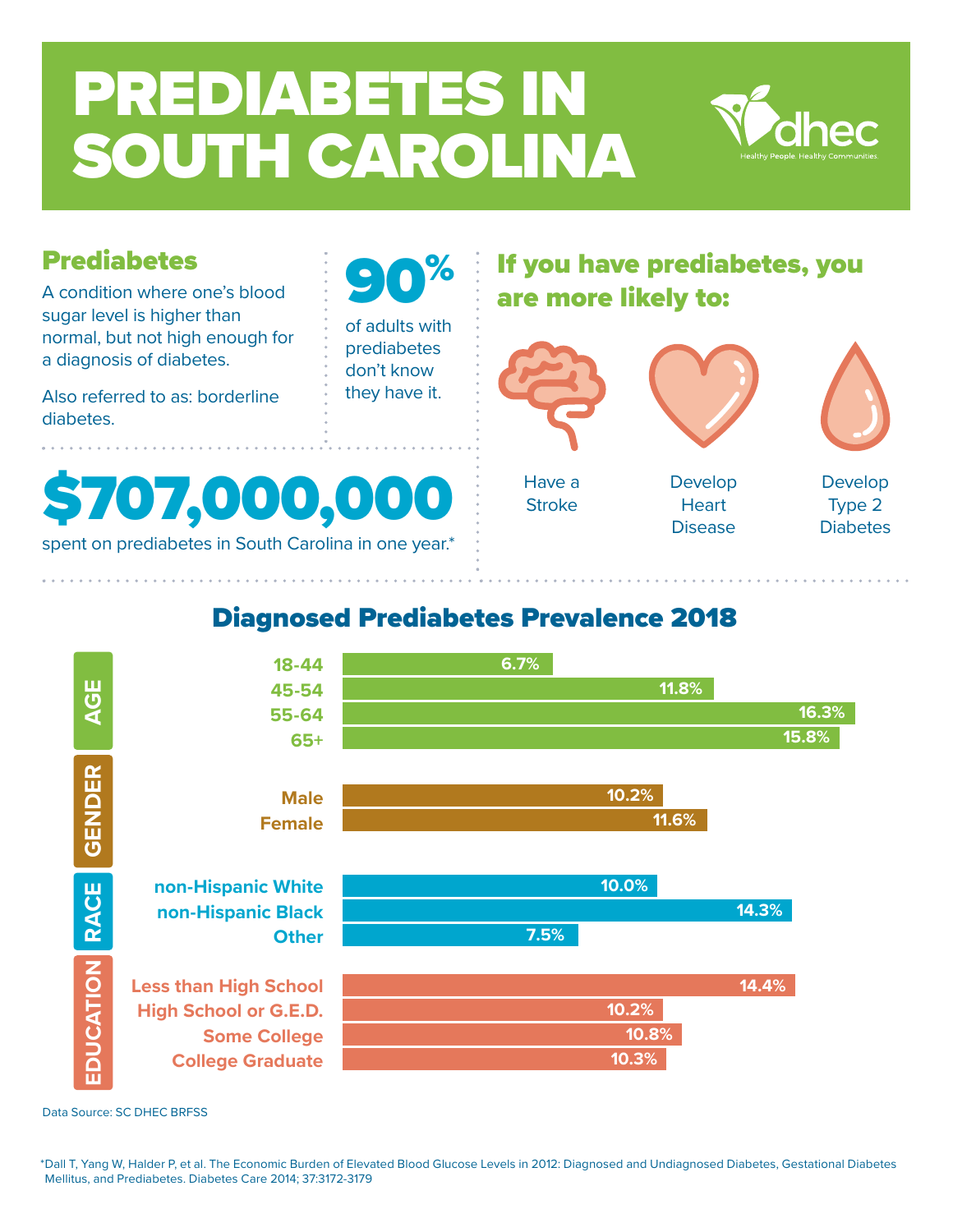# PREDIABETES IN SOUTH CAROLINA

dhec
Healthy People. Healthy Communities.

## Prediabetes

A condition where one's blood sugar level is higher than normal, but not high enough for a diagnosis of diabetes.

Also referred to as: borderline diabetes.

**90%** of adults with prediabetes don't know they have it.

**$707,000,000** spent on prediabetes in South Carolina in one year.*

## If you have prediabetes, you are more likely to:

- Have a Stroke
- Develop Heart Disease
- Develop Type 2 Diabetes

## Diagnosed Prediabetes Prevalence 2018

| Category | Group | Prevalence |
|---|---|---|
| AGE | 18-44 | 6.7% |
| | 45-54 | 11.8% |
| | 55-64 | 16.3% |
| | 65+ | 15.8% |
| GENDER | Male | 10.2% |
| | Female | 11.6% |
| RACE | non-Hispanic White | 10.0% |
| | non-Hispanic Black | 14.3% |
| | Other | 7.5% |
| EDUCATION | Less than High School | 14.4% |
| | High School or G.E.D. | 10.2% |
| | Some College | 10.8% |
| | College Graduate | 10.3% |

Data Source: SC DHEC BRFSS

*Dall T, Yang W, Halder P, et al. The Economic Burden of Elevated Blood Glucose Levels in 2012: Diagnosed and Undiagnosed Diabetes, Gestational Diabetes Mellitus, and Prediabetes. Diabetes Care 2014; 37:3172-3179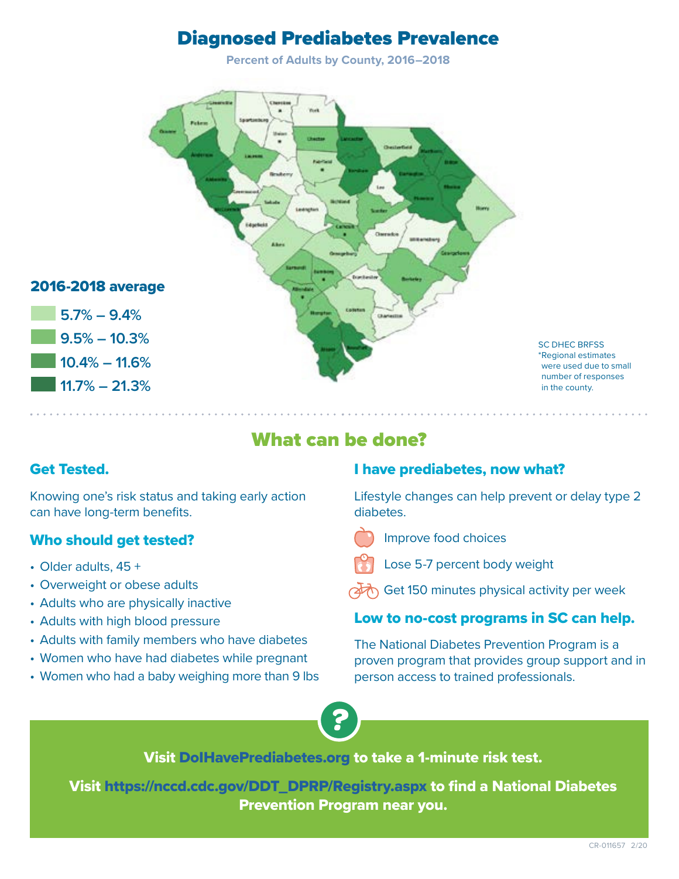# Diagnosed Prediabetes Prevalence

Percent of Adults by County, 2016–2018

Oconee
Pickens
Greenville
Cherokee
Spartanburg
York
Union
Chester
Lancaster
Chesterfield
Marlboro
Anderson
Laurens
Fairfield
Kershaw
Dillon
Darlington
Abbeville
Newberry
Lee
Marion
Greenwood
Saluda
Richland
Florence
Horry
McCormick
Lexington
Sumter
Edgefield
Calhoun
Clarendon
Williamsburg
Aiken
Orangeburg
Georgetown
Barnwell
Bamberg
Dorchester
Berkeley
Allendale
Colleton
Charleston
Hampton
Jasper
Beaufort

**2016-2018 average**

- 5.7% – 9.4%
- 9.5% – 10.3%
- 10.4% – 11.6%
- 11.7% – 21.3%

SC DHEC BRFSS
*Regional estimates were used due to small number of responses in the county.

## What can be done?

### Get Tested.

Knowing one's risk status and taking early action can have long-term benefits.

### Who should get tested?

- Older adults, 45 +
- Overweight or obese adults
- Adults who are physically inactive
- Adults with high blood pressure
- Adults with family members who have diabetes
- Women who have had diabetes while pregnant
- Women who had a baby weighing more than 9 lbs

### I have prediabetes, now what?

Lifestyle changes can help prevent or delay type 2 diabetes.

- Improve food choices
- Lose 5-7 percent body weight
- Get 150 minutes physical activity per week

### Low to no-cost programs in SC can help.

The National Diabetes Prevention Program is a proven program that provides group support and in person access to trained professionals.

**Visit DoIHavePrediabetes.org to take a 1-minute risk test.**

**Visit https://nccd.cdc.gov/DDT_DPRP/Registry.aspx to find a National Diabetes Prevention Program near you.**

CR-011657 2/20